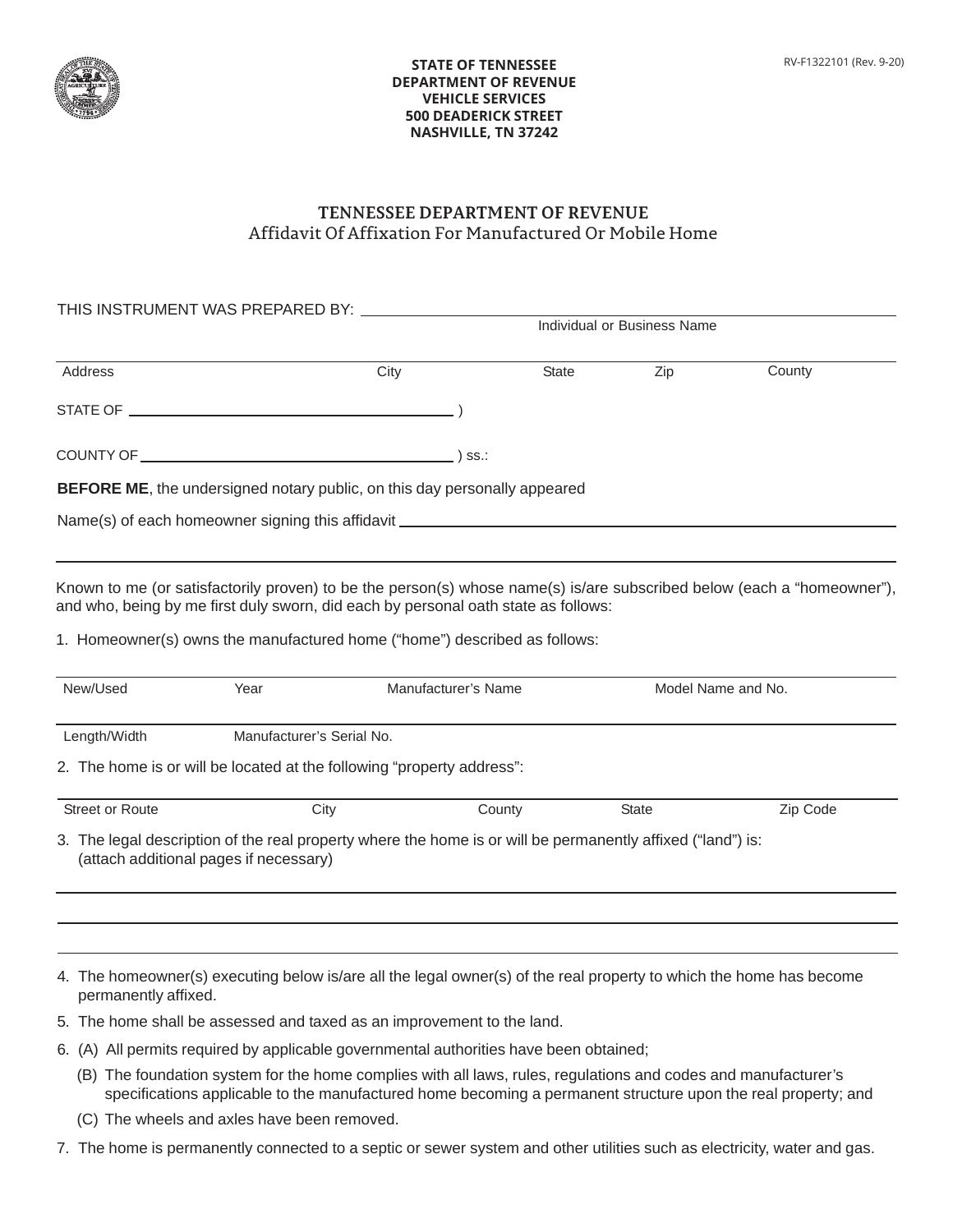STATE OF TENNESSEE
DEPARTMENT OF REVENUE
VEHICLE SERVICES
500 DEADERICK STREET
NASHVILLE, TN 37242

RV-F1322101 (Rev. 9-20)

# TENNESSEE DEPARTMENT OF REVENUE
## Affidavit Of Affixation For Manufactured Or Mobile Home

THIS INSTRUMENT WAS PREPARED BY: ______________________________
Individual or Business Name

______________________________
Address | City | State | Zip | County

STATE OF ______________________________ )

COUNTY OF ______________________________ ) ss.:

**BEFORE ME**, the undersigned notary public, on this day personally appeared

Name(s) of each homeowner signing this affidavit ______________________________

______________________________

Known to me (or satisfactorily proven) to be the person(s) whose name(s) is/are subscribed below (each a "homeowner"), and who, being by me first duly sworn, did each by personal oath state as follows:

1. Homeowner(s) owns the manufactured home ("home") described as follows:

| New/Used | Year | Manufacturer's Name | Model Name and No. |
|---|---|---|---|
| | | | |

| Length/Width | Manufacturer's Serial No. |
|---|---|
| | |

2. The home is or will be located at the following "property address":

| Street or Route | City | County | State | Zip Code |
|---|---|---|---|---|
| | | | | |

3. The legal description of the real property where the home is or will be permanently affixed ("land") is: (attach additional pages if necessary)

______________________________

______________________________

4. The homeowner(s) executing below is/are all the legal owner(s) of the real property to which the home has become permanently affixed.
5. The home shall be assessed and taxed as an improvement to the land.
6. (A) All permits required by applicable governmental authorities have been obtained;
   (B) The foundation system for the home complies with all laws, rules, regulations and codes and manufacturer's specifications applicable to the manufactured home becoming a permanent structure upon the real property; and
   (C) The wheels and axles have been removed.
7. The home is permanently connected to a septic or sewer system and other utilities such as electricity, water and gas.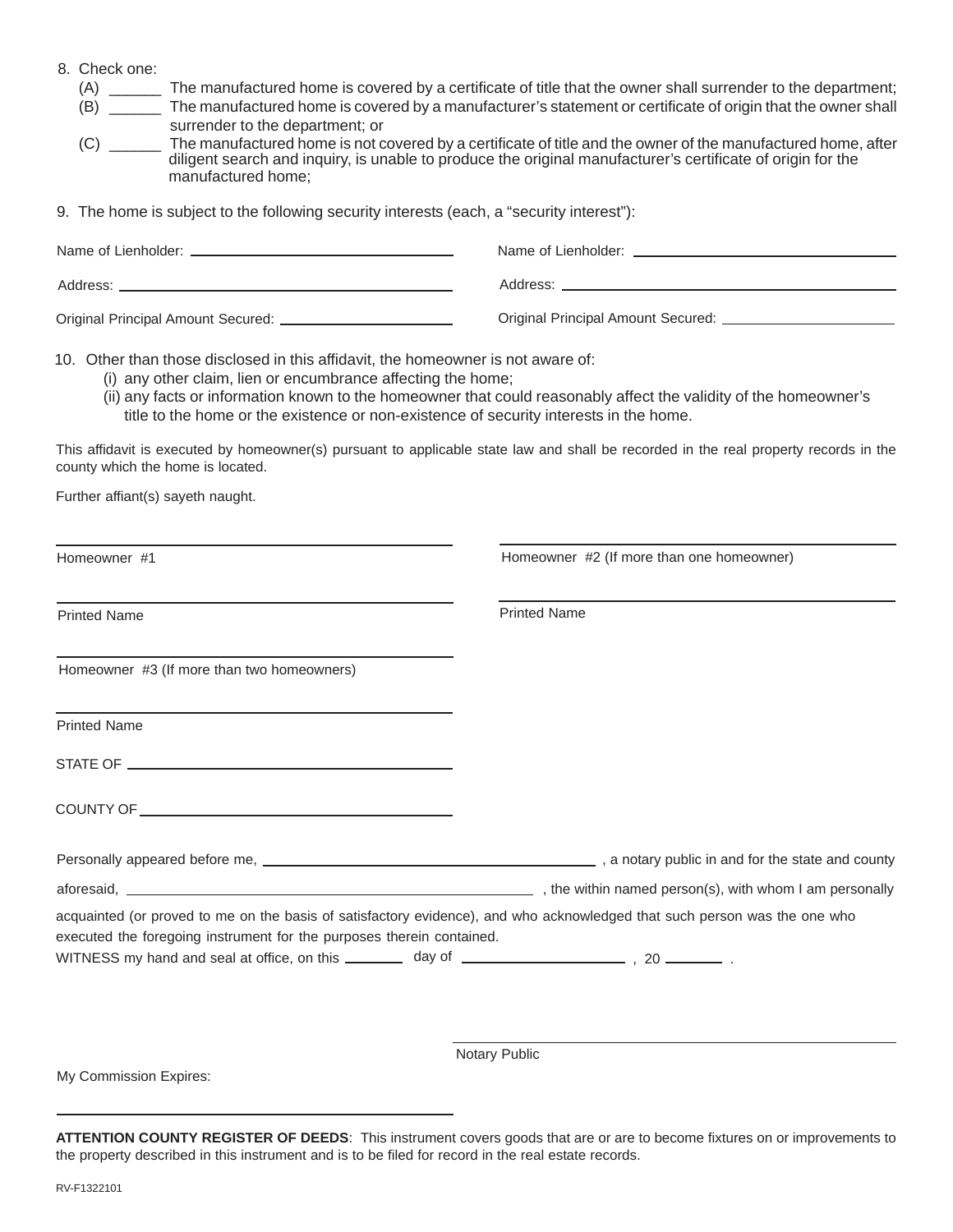8. Check one:
   (A) ______ The manufactured home is covered by a certificate of title that the owner shall surrender to the department;
   (B) ______ The manufactured home is covered by a manufacturer's statement or certificate of origin that the owner shall surrender to the department; or
   (C) ______ The manufactured home is not covered by a certificate of title and the owner of the manufactured home, after diligent search and inquiry, is unable to produce the original manufacturer's certificate of origin for the manufactured home;

9. The home is subject to the following security interests (each, a "security interest"):

Name of Lienholder: ______________________

Address: ______________________

Original Principal Amount Secured: ______________________

Name of Lienholder: ______________________

Address: ______________________

Original Principal Amount Secured: ______________________

10. Other than those disclosed in this affidavit, the homeowner is not aware of:
    (i) any other claim, lien or encumbrance affecting the home;
    (ii) any facts or information known to the homeowner that could reasonably affect the validity of the homeowner's title to the home or the existence or non-existence of security interests in the home.

This affidavit is executed by homeowner(s) pursuant to applicable state law and shall be recorded in the real property records in the county which the home is located.

Further affiant(s) sayeth naught.

______________________
Homeowner #1

______________________
Printed Name

______________________
Homeowner #2 (If more than one homeowner)

______________________
Printed Name

______________________
Homeowner #3 (If more than two homeowners)

______________________
Printed Name

STATE OF ______________________

COUNTY OF ______________________

Personally appeared before me, ______________________ , a notary public in and for the state and county aforesaid, ______________________ , the within named person(s), with whom I am personally acquainted (or proved to me on the basis of satisfactory evidence), and who acknowledged that such person was the one who executed the foregoing instrument for the purposes therein contained.

WITNESS my hand and seal at office, on this ________ day of ______________________ , 20 ________ .

______________________
Notary Public

My Commission Expires:

______________________

**ATTENTION COUNTY REGISTER OF DEEDS**: This instrument covers goods that are or are to become fixtures on or improvements to the property described in this instrument and is to be filed for record in the real estate records.

RV-F1322101